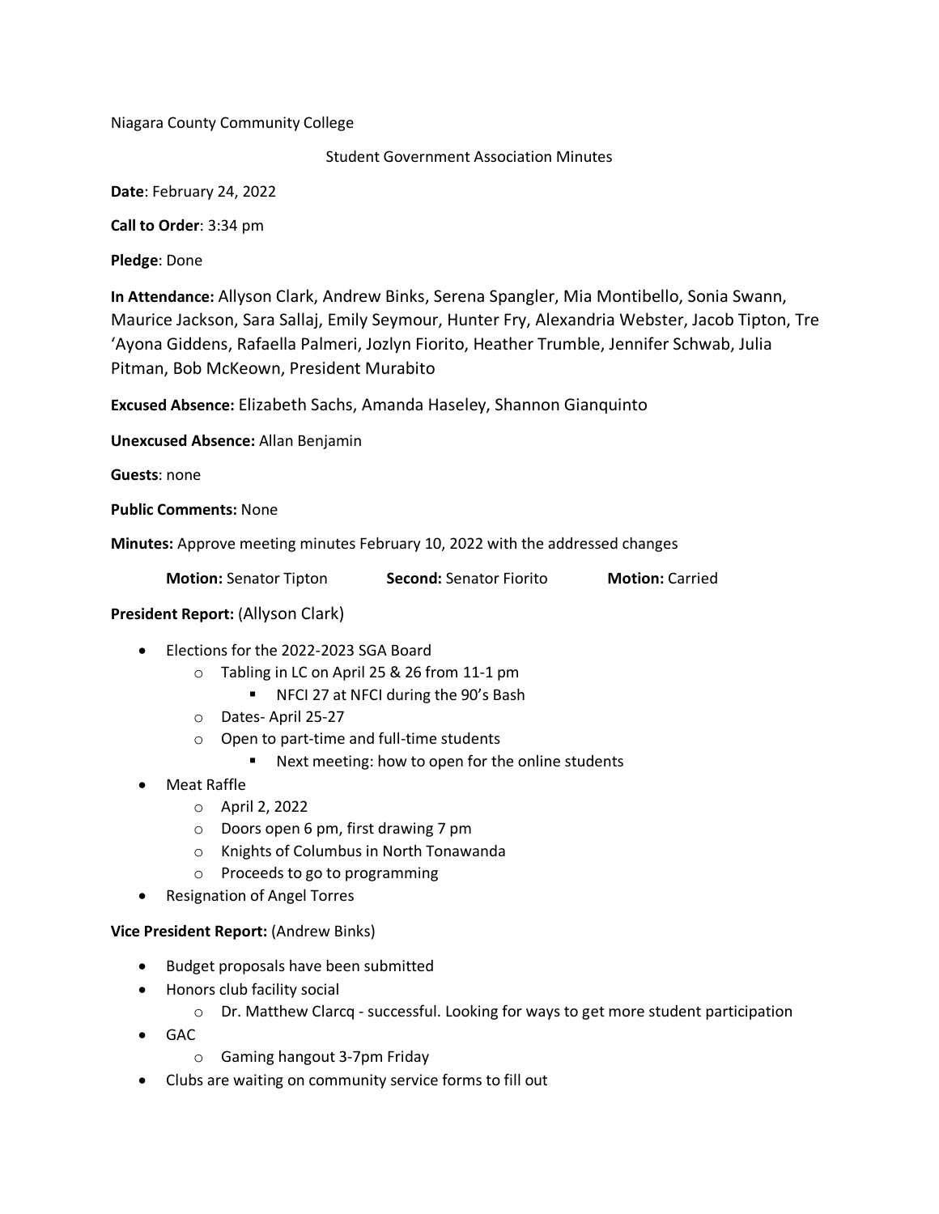Niagara County Community College

Student Government Association Minutes

**Date**: February 24, 2022

**Call to Order**: 3:34 pm

**Pledge**: Done

**In Attendance:** Allyson Clark, Andrew Binks, Serena Spangler, Mia Montibello, Sonia Swann, Maurice Jackson, Sara Sallaj, Emily Seymour, Hunter Fry, Alexandria Webster, Jacob Tipton, Tre 'Ayona Giddens, Rafaella Palmeri, Jozlyn Fiorito, Heather Trumble, Jennifer Schwab, Julia Pitman, Bob McKeown, President Murabito

**Excused Absence:** Elizabeth Sachs, Amanda Haseley, Shannon Gianquinto

**Unexcused Absence:** Allan Benjamin

**Guests**: none

**Public Comments:** None

**Minutes:** Approve meeting minutes February 10, 2022 with the addressed changes

**Motion:** Senator Tipton **Second:** Senator Fiorito **Motion:** Carried

**President Report:** (Allyson Clark)

- Elections for the 2022-2023 SGA Board
  - Tabling in LC on April 25 & 26 from 11-1 pm
    - NFCI 27 at NFCI during the 90's Bash
  - Dates- April 25-27
  - Open to part-time and full-time students
    - Next meeting: how to open for the online students
- Meat Raffle
  - April 2, 2022
  - Doors open 6 pm, first drawing 7 pm
  - Knights of Columbus in North Tonawanda
  - Proceeds to go to programming
- Resignation of Angel Torres

**Vice President Report:** (Andrew Binks)

- Budget proposals have been submitted
- Honors club facility social
  - Dr. Matthew Clarcq - successful. Looking for ways to get more student participation
- GAC
  - Gaming hangout 3-7pm Friday
- Clubs are waiting on community service forms to fill out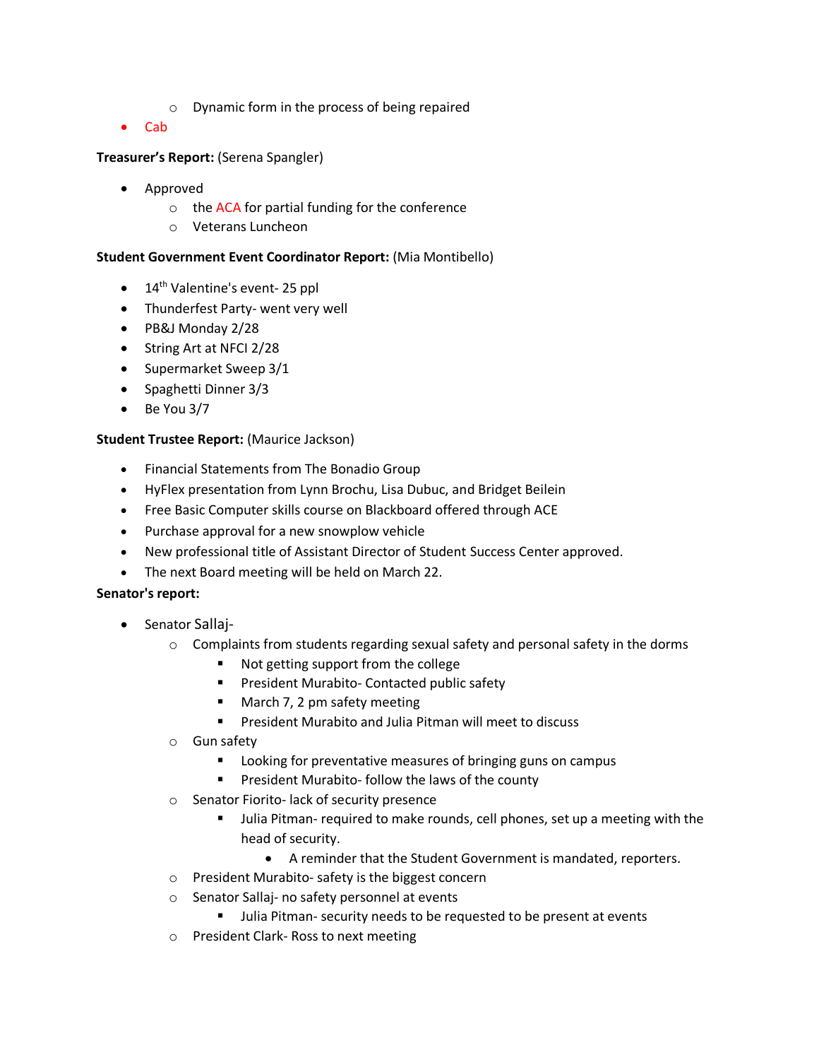- Dynamic form in the process of being repaired
- Cab

**Treasurer's Report:** (Serena Spangler)

- Approved
    - the ACA for partial funding for the conference
    - Veterans Luncheon

**Student Government Event Coordinator Report:** (Mia Montibello)

- 14th Valentine's event- 25 ppl
- Thunderfest Party- went very well
- PB&J Monday 2/28
- String Art at NFCI 2/28
- Supermarket Sweep 3/1
- Spaghetti Dinner 3/3
- Be You 3/7

**Student Trustee Report:** (Maurice Jackson)

- Financial Statements from The Bonadio Group
- HyFlex presentation from Lynn Brochu, Lisa Dubuc, and Bridget Beilein
- Free Basic Computer skills course on Blackboard offered through ACE
- Purchase approval for a new snowplow vehicle
- New professional title of Assistant Director of Student Success Center approved.
- The next Board meeting will be held on March 22.

**Senator's report:**

- Senator Sallaj-
    - Complaints from students regarding sexual safety and personal safety in the dorms
        - Not getting support from the college
        - President Murabito- Contacted public safety
        - March 7, 2 pm safety meeting
        - President Murabito and Julia Pitman will meet to discuss
    - Gun safety
        - Looking for preventative measures of bringing guns on campus
        - President Murabito- follow the laws of the county
    - Senator Fiorito- lack of security presence
        - Julia Pitman- required to make rounds, cell phones, set up a meeting with the head of security.
            - A reminder that the Student Government is mandated, reporters.
    - President Murabito- safety is the biggest concern
    - Senator Sallaj- no safety personnel at events
        - Julia Pitman- security needs to be requested to be present at events
    - President Clark- Ross to next meeting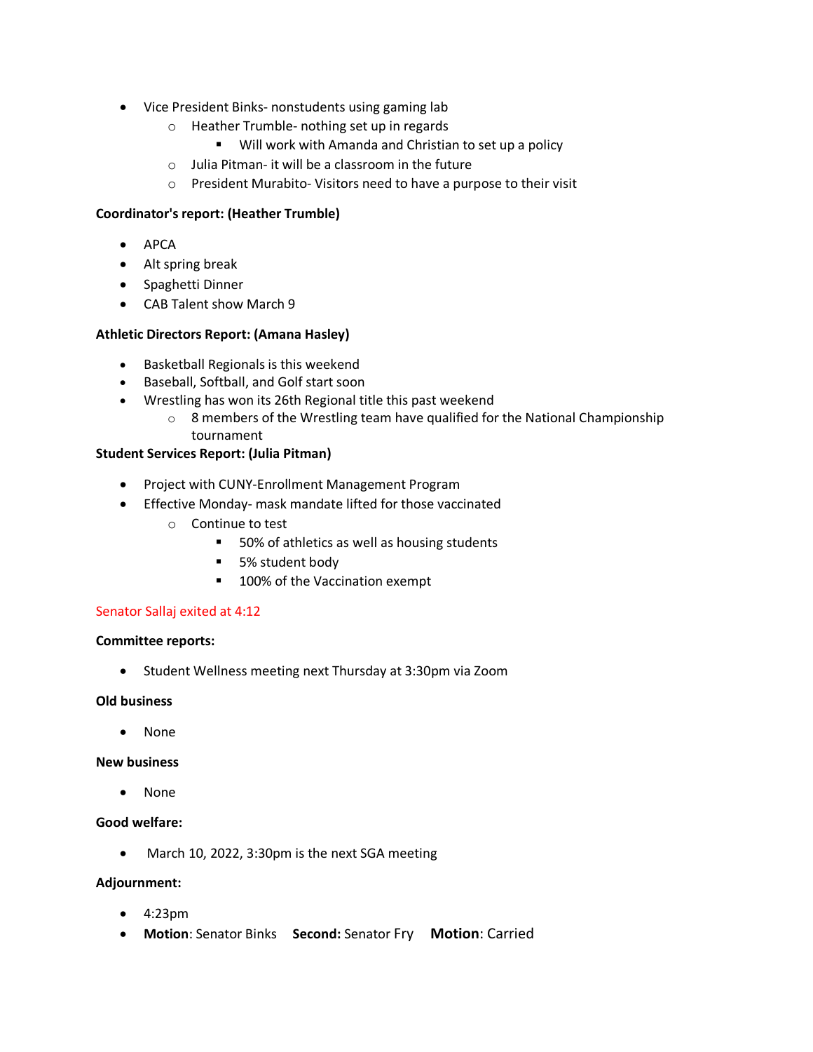- Vice President Binks- nonstudents using gaming lab
    - Heather Trumble- nothing set up in regards
        - Will work with Amanda and Christian to set up a policy
    - Julia Pitman- it will be a classroom in the future
    - President Murabito- Visitors need to have a purpose to their visit

**Coordinator's report: (Heather Trumble)**

- APCA
- Alt spring break
- Spaghetti Dinner
- CAB Talent show March 9

**Athletic Directors Report: (Amana Hasley)**

- Basketball Regionals is this weekend
- Baseball, Softball, and Golf start soon
- Wrestling has won its 26th Regional title this past weekend
    - 8 members of the Wrestling team have qualified for the National Championship tournament

**Student Services Report: (Julia Pitman)**

- Project with CUNY-Enrollment Management Program
- Effective Monday- mask mandate lifted for those vaccinated
    - Continue to test
        - 50% of athletics as well as housing students
        - 5% student body
        - 100% of the Vaccination exempt

Senator Sallaj exited at 4:12

**Committee reports:**

- Student Wellness meeting next Thursday at 3:30pm via Zoom

**Old business**

- None

**New business**

- None

**Good welfare:**

- March 10, 2022, 3:30pm is the next SGA meeting

**Adjournment:**

- 4:23pm
- **Motion**: Senator Binks **Second:** Senator Fry **Motion**: Carried